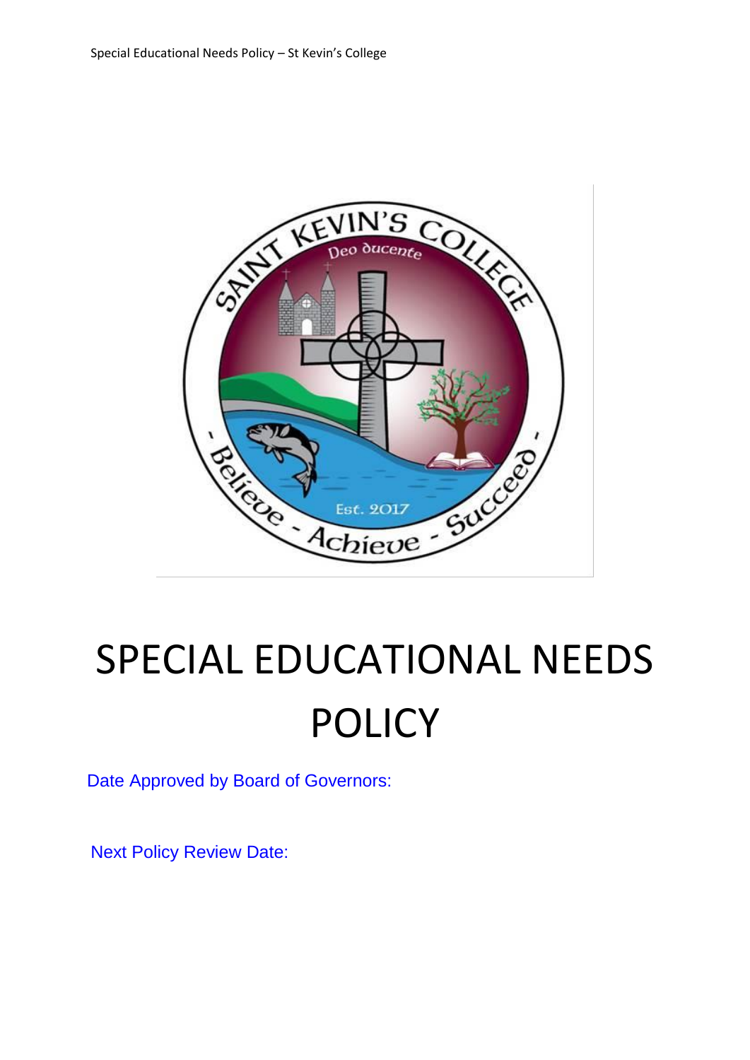# SPECIAL EDUCATIONAL NEEDS POLICY

Date Approved by Board of Governors:

Next Policy Review Date: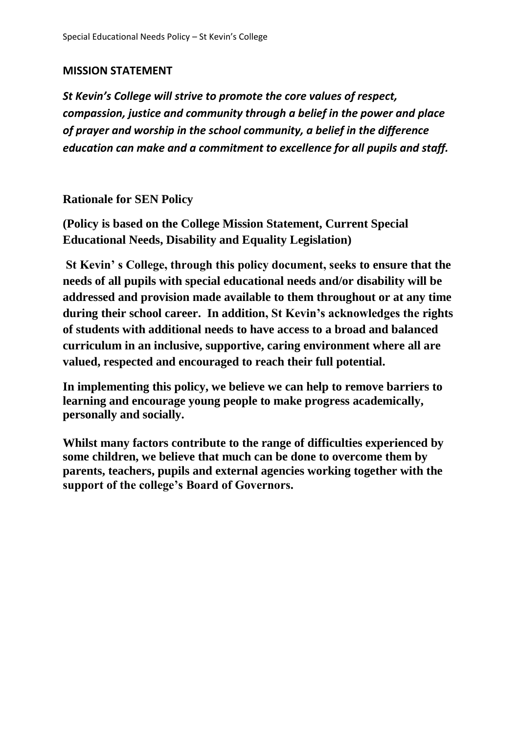## MISSION STATEMENT

***St Kevin's College will strive to promote the core values of respect, compassion, justice and community through a belief in the power and place of prayer and worship in the school community, a belief in the difference education can make and a commitment to excellence for all pupils and staff.***

## Rationale for SEN Policy

**(Policy is based on the College Mission Statement, Current Special Educational Needs, Disability and Equality Legislation)**

**St Kevin' s College, through this policy document, seeks to ensure that the needs of all pupils with special educational needs and/or disability will be addressed and provision made available to them throughout or at any time during their school career. In addition, St Kevin's acknowledges the rights of students with additional needs to have access to a broad and balanced curriculum in an inclusive, supportive, caring environment where all are valued, respected and encouraged to reach their full potential.**

**In implementing this policy, we believe we can help to remove barriers to learning and encourage young people to make progress academically, personally and socially.**

**Whilst many factors contribute to the range of difficulties experienced by some children, we believe that much can be done to overcome them by parents, teachers, pupils and external agencies working together with the support of the college's Board of Governors.**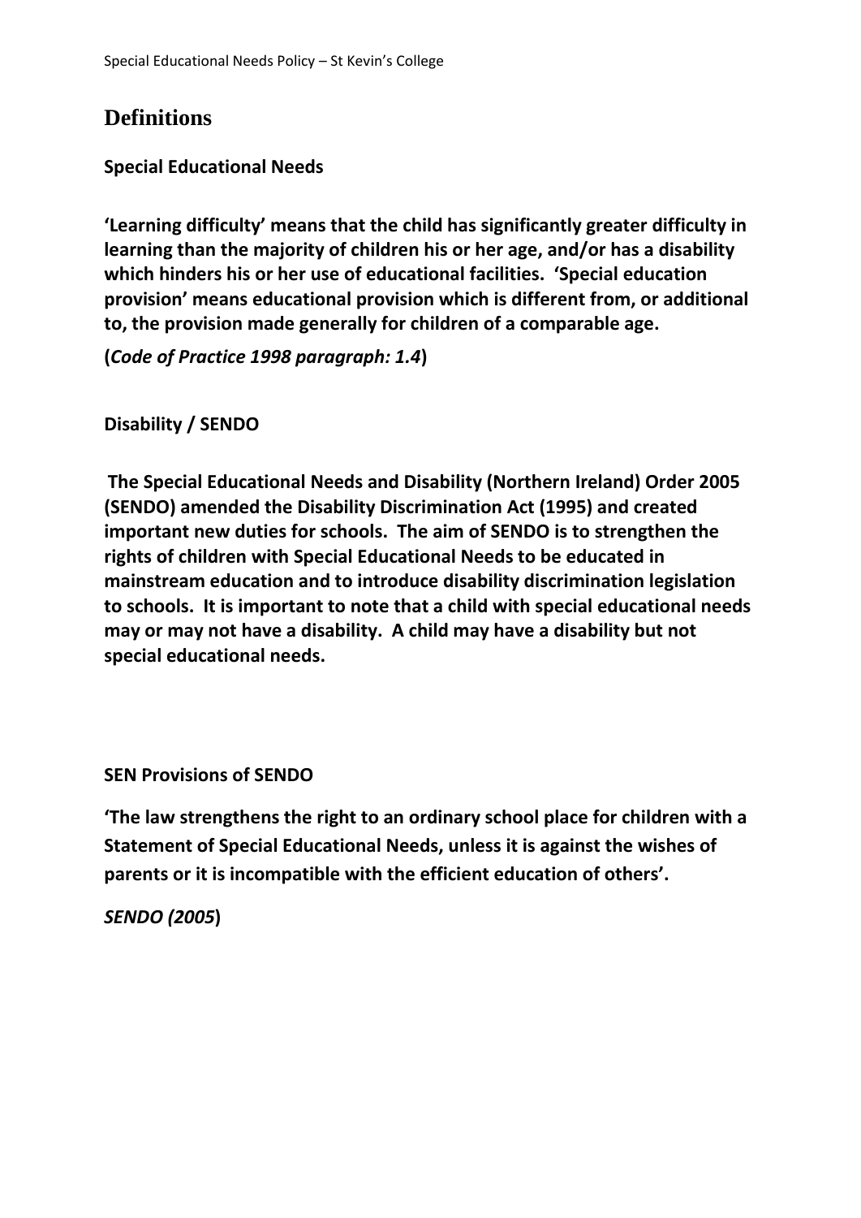## Definitions

**Special Educational Needs**

**'Learning difficulty' means that the child has significantly greater difficulty in learning than the majority of children his or her age, and/or has a disability which hinders his or her use of educational facilities. 'Special education provision' means educational provision which is different from, or additional to, the provision made generally for children of a comparable age.**

**(*Code of Practice 1998 paragraph: 1.4*)**

**Disability / SENDO**

**The Special Educational Needs and Disability (Northern Ireland) Order 2005 (SENDO) amended the Disability Discrimination Act (1995) and created important new duties for schools. The aim of SENDO is to strengthen the rights of children with Special Educational Needs to be educated in mainstream education and to introduce disability discrimination legislation to schools. It is important to note that a child with special educational needs may or may not have a disability. A child may have a disability but not special educational needs.**

**SEN Provisions of SENDO**

**'The law strengthens the right to an ordinary school place for children with a Statement of Special Educational Needs, unless it is against the wishes of parents or it is incompatible with the efficient education of others'.**

***SENDO (2005*)**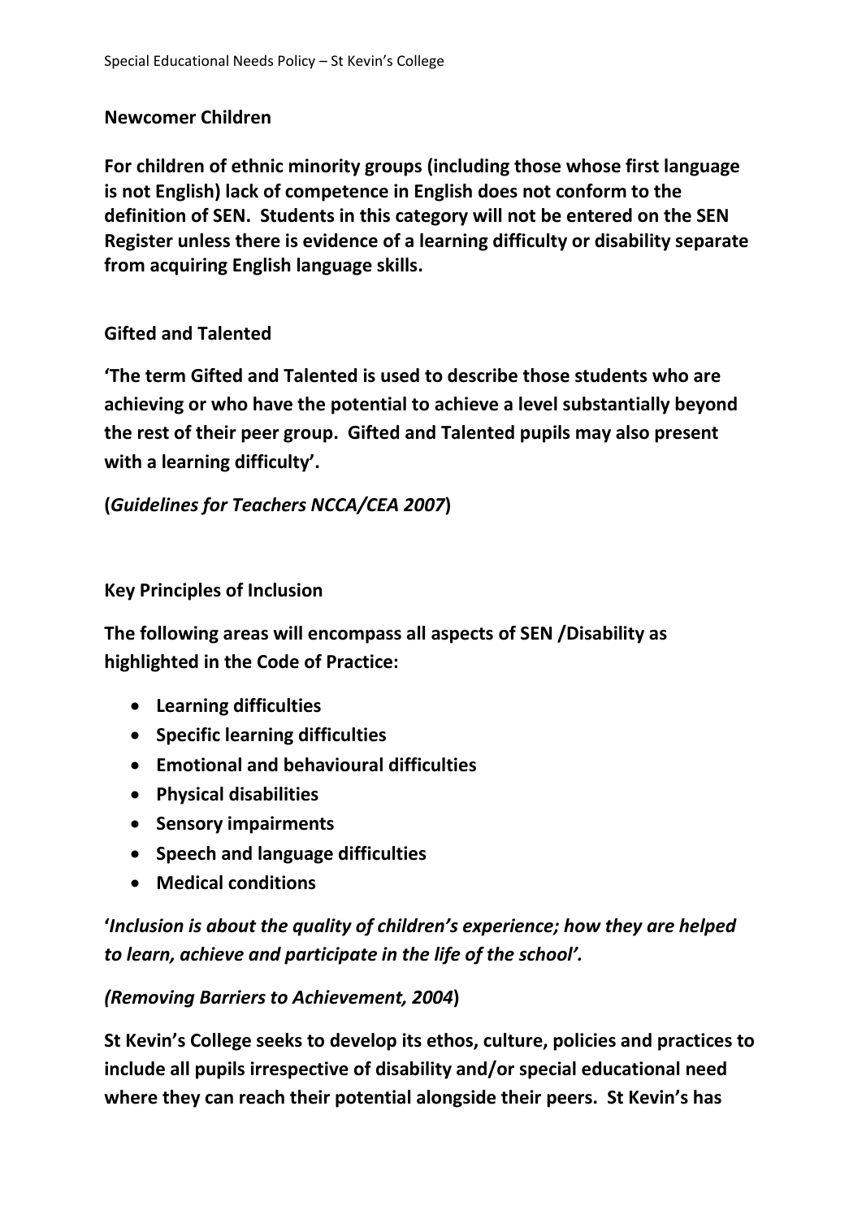## Newcomer Children

**For children of ethnic minority groups (including those whose first language is not English) lack of competence in English does not conform to the definition of SEN. Students in this category will not be entered on the SEN Register unless there is evidence of a learning difficulty or disability separate from acquiring English language skills.**

## Gifted and Talented

**'The term Gifted and Talented is used to describe those students who are achieving or who have the potential to achieve a level substantially beyond the rest of their peer group. Gifted and Talented pupils may also present with a learning difficulty'.**

**(*Guidelines for Teachers NCCA/CEA 2007*)**

## Key Principles of Inclusion

**The following areas will encompass all aspects of SEN /Disability as highlighted in the Code of Practice:**

- **Learning difficulties**
- **Specific learning difficulties**
- **Emotional and behavioural difficulties**
- **Physical disabilities**
- **Sensory impairments**
- **Speech and language difficulties**
- **Medical conditions**

**'*Inclusion is about the quality of children's experience; how they are helped to learn, achieve and participate in the life of the school'.***

***(Removing Barriers to Achievement, 2004*)**

**St Kevin's College seeks to develop its ethos, culture, policies and practices to include all pupils irrespective of disability and/or special educational need where they can reach their potential alongside their peers. St Kevin's has**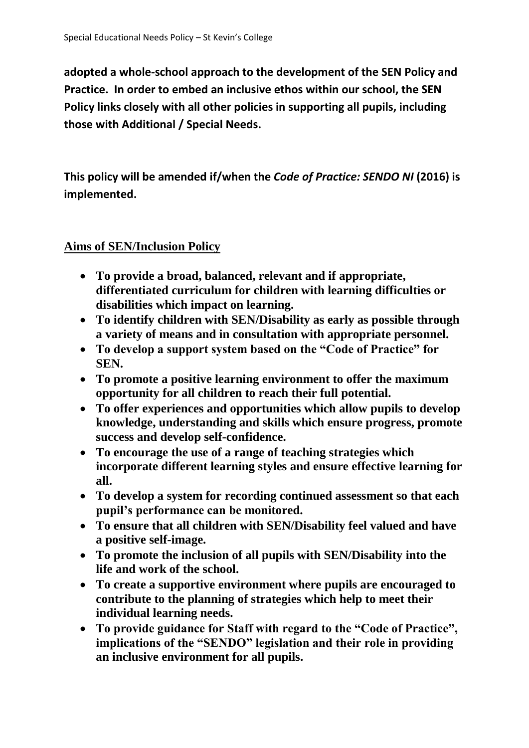**adopted a whole-school approach to the development of the SEN Policy and Practice. In order to embed an inclusive ethos within our school, the SEN Policy links closely with all other policies in supporting all pupils, including those with Additional / Special Needs.**

**This policy will be amended if/when the *Code of Practice: SENDO NI* (2016) is implemented.**

## Aims of SEN/Inclusion Policy

- **To provide a broad, balanced, relevant and if appropriate, differentiated curriculum for children with learning difficulties or disabilities which impact on learning.**
- **To identify children with SEN/Disability as early as possible through a variety of means and in consultation with appropriate personnel.**
- **To develop a support system based on the "Code of Practice" for SEN.**
- **To promote a positive learning environment to offer the maximum opportunity for all children to reach their full potential.**
- **To offer experiences and opportunities which allow pupils to develop knowledge, understanding and skills which ensure progress, promote success and develop self-confidence.**
- **To encourage the use of a range of teaching strategies which incorporate different learning styles and ensure effective learning for all.**
- **To develop a system for recording continued assessment so that each pupil's performance can be monitored.**
- **To ensure that all children with SEN/Disability feel valued and have a positive self-image.**
- **To promote the inclusion of all pupils with SEN/Disability into the life and work of the school.**
- **To create a supportive environment where pupils are encouraged to contribute to the planning of strategies which help to meet their individual learning needs.**
- **To provide guidance for Staff with regard to the "Code of Practice", implications of the "SENDO" legislation and their role in providing an inclusive environment for all pupils.**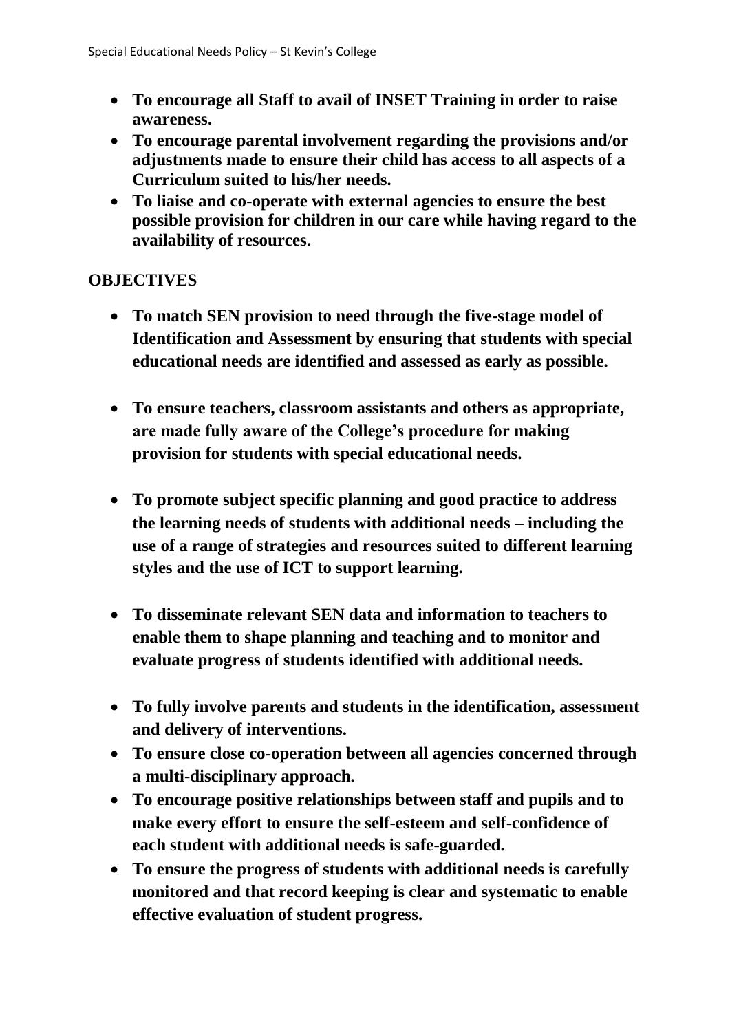- **To encourage all Staff to avail of INSET Training in order to raise awareness.**
- **To encourage parental involvement regarding the provisions and/or adjustments made to ensure their child has access to all aspects of a Curriculum suited to his/her needs.**
- **To liaise and co-operate with external agencies to ensure the best possible provision for children in our care while having regard to the availability of resources.**

## OBJECTIVES

- **To match SEN provision to need through the five-stage model of Identification and Assessment by ensuring that students with special educational needs are identified and assessed as early as possible.**

- **To ensure teachers, classroom assistants and others as appropriate, are made fully aware of the College's procedure for making provision for students with special educational needs.**

- **To promote subject specific planning and good practice to address the learning needs of students with additional needs – including the use of a range of strategies and resources suited to different learning styles and the use of ICT to support learning.**

- **To disseminate relevant SEN data and information to teachers to enable them to shape planning and teaching and to monitor and evaluate progress of students identified with additional needs.**

- **To fully involve parents and students in the identification, assessment and delivery of interventions.**
- **To ensure close co-operation between all agencies concerned through a multi-disciplinary approach.**
- **To encourage positive relationships between staff and pupils and to make every effort to ensure the self-esteem and self-confidence of each student with additional needs is safe-guarded.**
- **To ensure the progress of students with additional needs is carefully monitored and that record keeping is clear and systematic to enable effective evaluation of student progress.**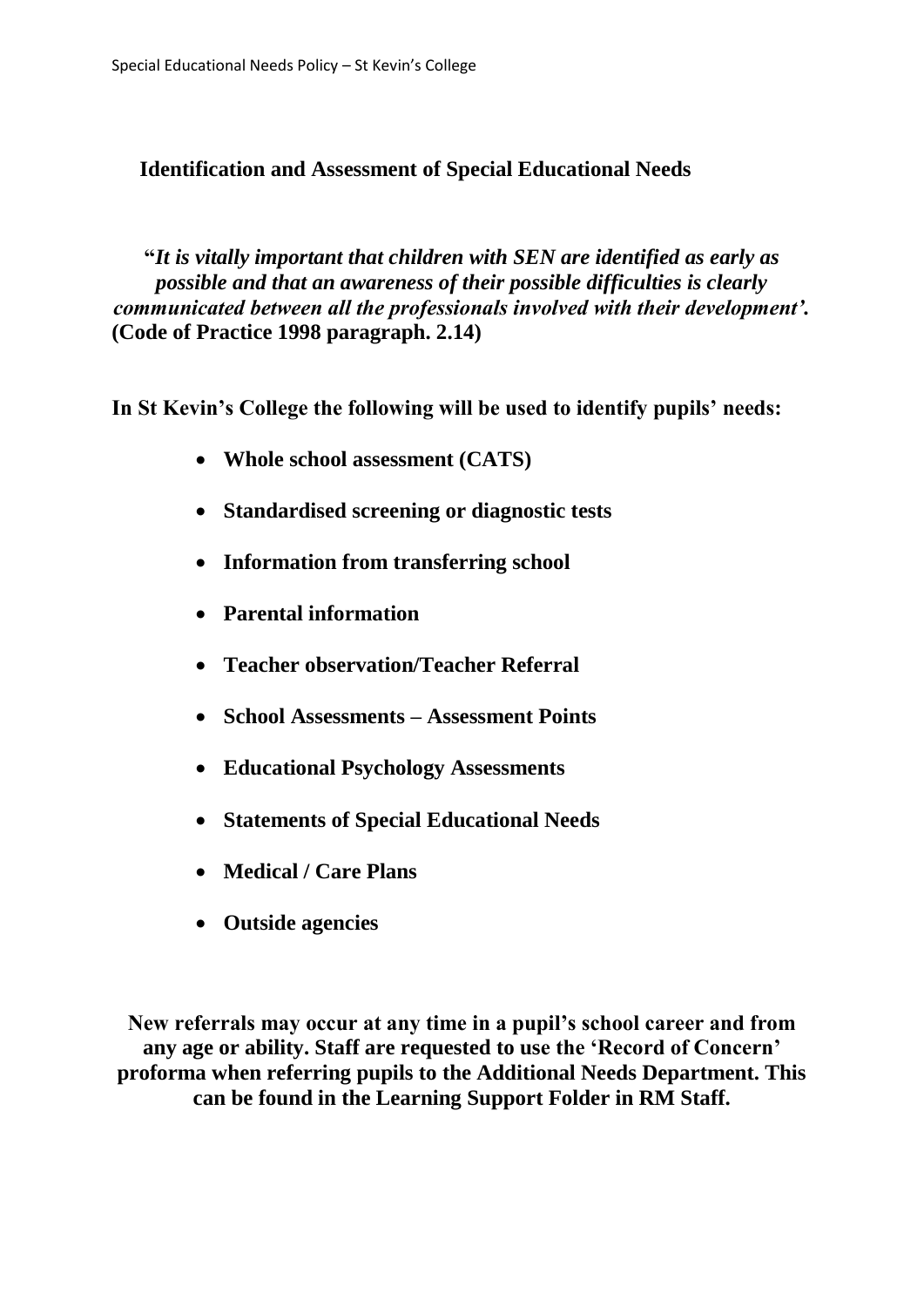## Identification and Assessment of Special Educational Needs

***"It is vitally important that children with SEN are identified as early as possible and that an awareness of their possible difficulties is clearly communicated between all the professionals involved with their development'.*** **(Code of Practice 1998 paragraph. 2.14)**

**In St Kevin's College the following will be used to identify pupils' needs:**

- **Whole school assessment (CATS)**
- **Standardised screening or diagnostic tests**
- **Information from transferring school**
- **Parental information**
- **Teacher observation/Teacher Referral**
- **School Assessments – Assessment Points**
- **Educational Psychology Assessments**
- **Statements of Special Educational Needs**
- **Medical / Care Plans**
- **Outside agencies**

**New referrals may occur at any time in a pupil's school career and from any age or ability. Staff are requested to use the 'Record of Concern' proforma when referring pupils to the Additional Needs Department. This can be found in the Learning Support Folder in RM Staff.**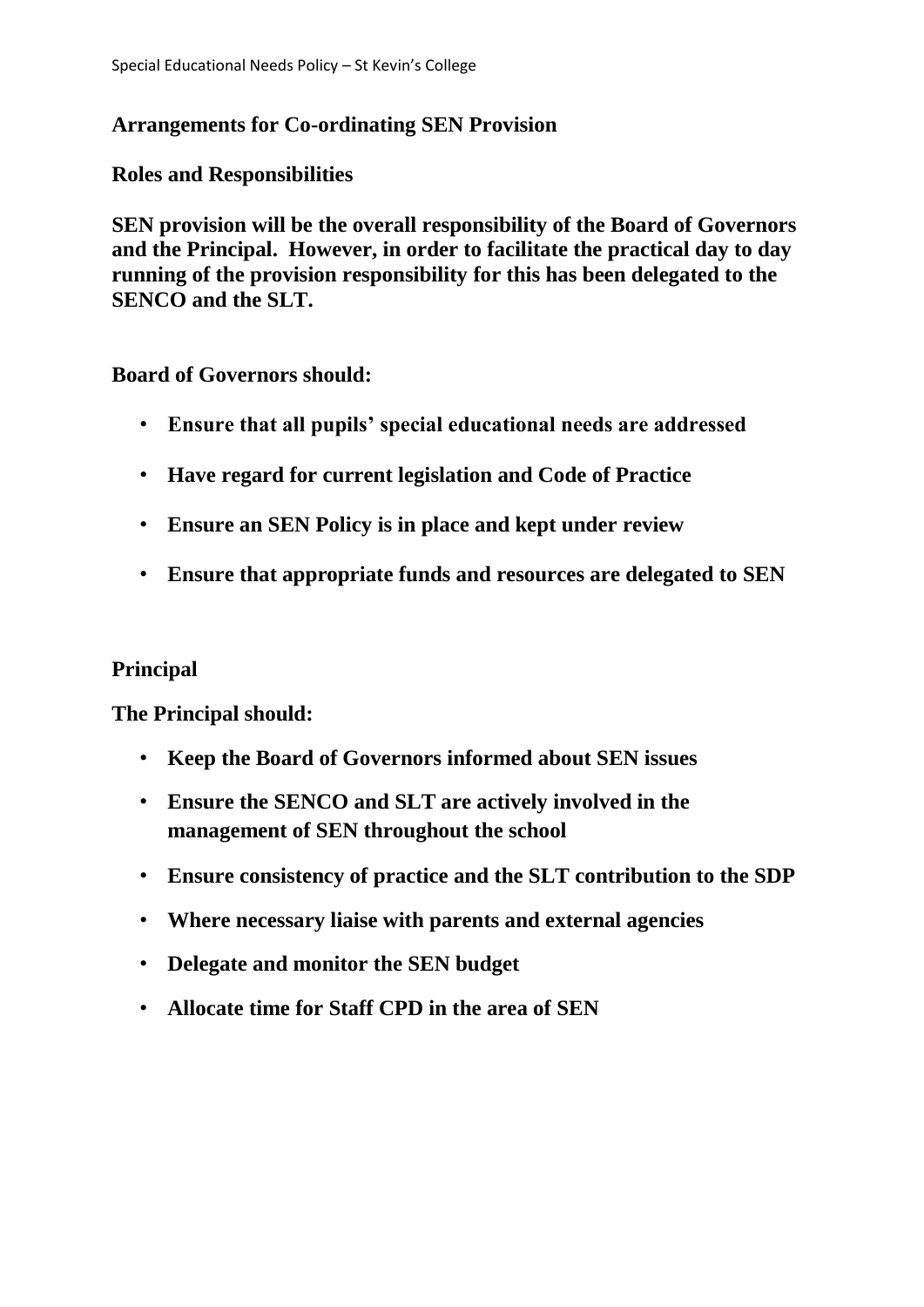## Arrangements for Co-ordinating SEN Provision

### Roles and Responsibilities

**SEN provision will be the overall responsibility of the Board of Governors and the Principal. However, in order to facilitate the practical day to day running of the provision responsibility for this has been delegated to the SENCO and the SLT.**

**Board of Governors should:**

- **Ensure that all pupils' special educational needs are addressed**
- **Have regard for current legislation and Code of Practice**
- **Ensure an SEN Policy is in place and kept under review**
- **Ensure that appropriate funds and resources are delegated to SEN**

### Principal

**The Principal should:**

- **Keep the Board of Governors informed about SEN issues**
- **Ensure the SENCO and SLT are actively involved in the management of SEN throughout the school**
- **Ensure consistency of practice and the SLT contribution to the SDP**
- **Where necessary liaise with parents and external agencies**
- **Delegate and monitor the SEN budget**
- **Allocate time for Staff CPD in the area of SEN**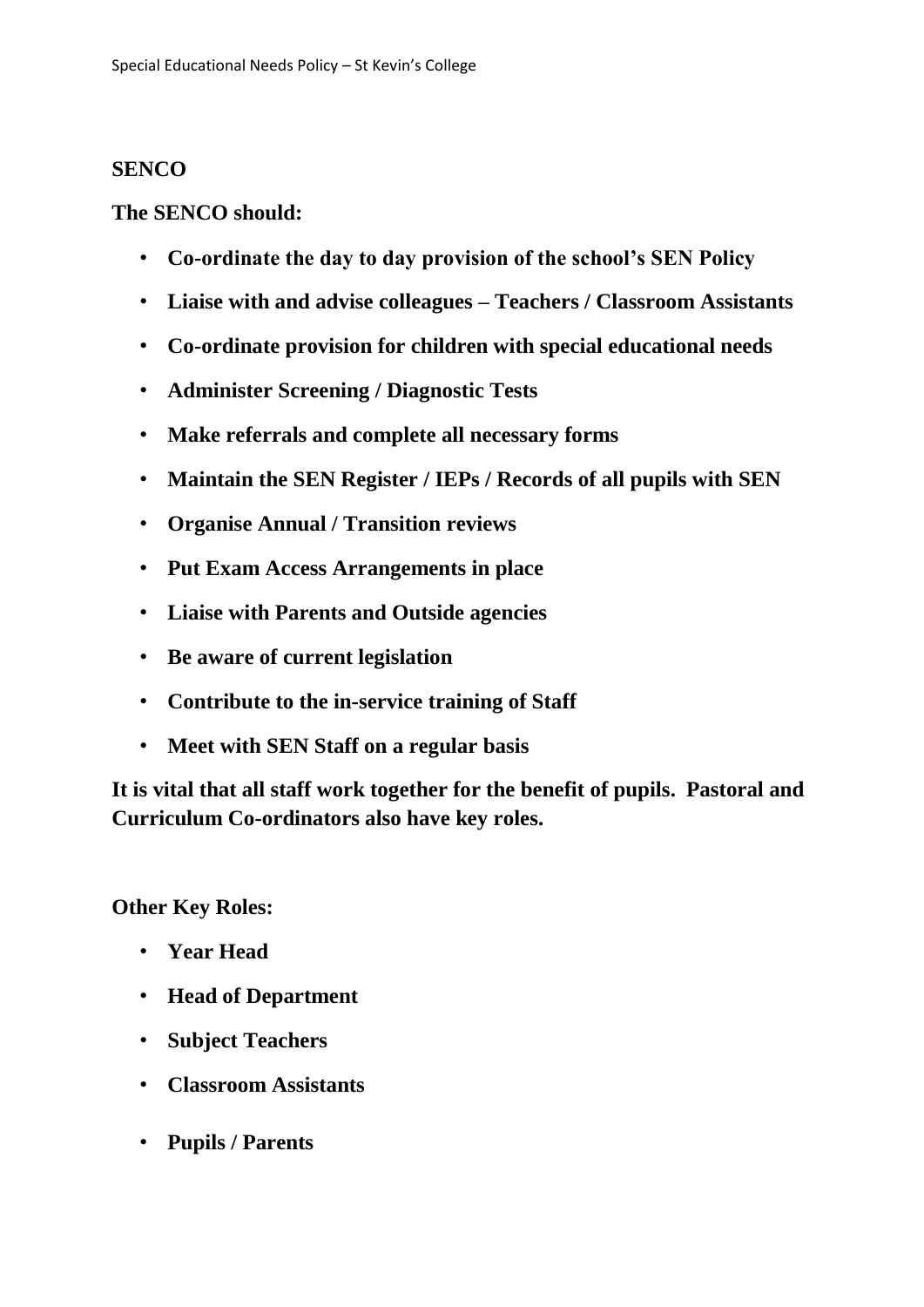## SENCO

**The SENCO should:**

- **Co-ordinate the day to day provision of the school's SEN Policy**
- **Liaise with and advise colleagues – Teachers / Classroom Assistants**
- **Co-ordinate provision for children with special educational needs**
- **Administer Screening / Diagnostic Tests**
- **Make referrals and complete all necessary forms**
- **Maintain the SEN Register / IEPs / Records of all pupils with SEN**
- **Organise Annual / Transition reviews**
- **Put Exam Access Arrangements in place**
- **Liaise with Parents and Outside agencies**
- **Be aware of current legislation**
- **Contribute to the in-service training of Staff**
- **Meet with SEN Staff on a regular basis**

**It is vital that all staff work together for the benefit of pupils. Pastoral and Curriculum Co-ordinators also have key roles.**

**Other Key Roles:**

- **Year Head**
- **Head of Department**
- **Subject Teachers**
- **Classroom Assistants**
- **Pupils / Parents**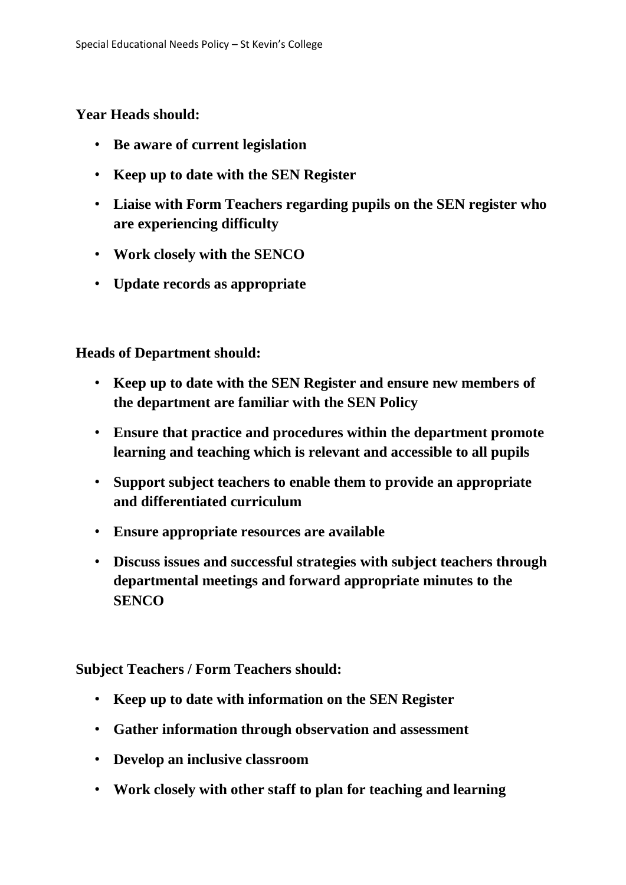**Year Heads should:**

- **Be aware of current legislation**
- **Keep up to date with the SEN Register**
- **Liaise with Form Teachers regarding pupils on the SEN register who are experiencing difficulty**
- **Work closely with the SENCO**
- **Update records as appropriate**

**Heads of Department should:**

- **Keep up to date with the SEN Register and ensure new members of the department are familiar with the SEN Policy**
- **Ensure that practice and procedures within the department promote learning and teaching which is relevant and accessible to all pupils**
- **Support subject teachers to enable them to provide an appropriate and differentiated curriculum**
- **Ensure appropriate resources are available**
- **Discuss issues and successful strategies with subject teachers through departmental meetings and forward appropriate minutes to the SENCO**

**Subject Teachers / Form Teachers should:**

- **Keep up to date with information on the SEN Register**
- **Gather information through observation and assessment**
- **Develop an inclusive classroom**
- **Work closely with other staff to plan for teaching and learning**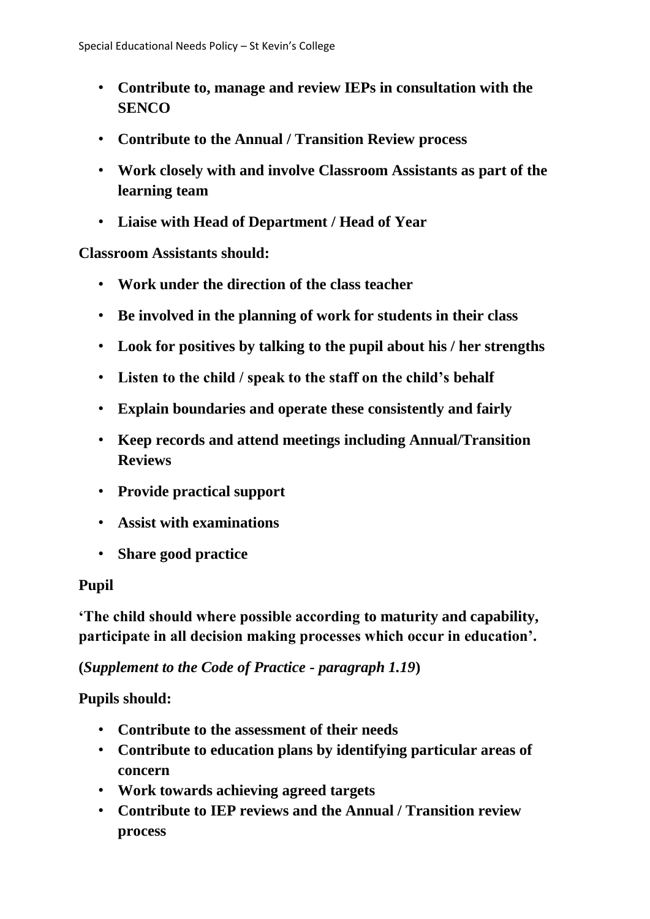- **Contribute to, manage and review IEPs in consultation with the SENCO**
- **Contribute to the Annual / Transition Review process**
- **Work closely with and involve Classroom Assistants as part of the learning team**
- **Liaise with Head of Department / Head of Year**

**Classroom Assistants should:**

- **Work under the direction of the class teacher**
- **Be involved in the planning of work for students in their class**
- **Look for positives by talking to the pupil about his / her strengths**
- **Listen to the child / speak to the staff on the child's behalf**
- **Explain boundaries and operate these consistently and fairly**
- **Keep records and attend meetings including Annual/Transition Reviews**
- **Provide practical support**
- **Assist with examinations**
- **Share good practice**

**Pupil**

**'The child should where possible according to maturity and capability, participate in all decision making processes which occur in education'.**

**(*Supplement to the Code of Practice - paragraph 1.19*)**

**Pupils should:**

- **Contribute to the assessment of their needs**
- **Contribute to education plans by identifying particular areas of concern**
- **Work towards achieving agreed targets**
- **Contribute to IEP reviews and the Annual / Transition review process**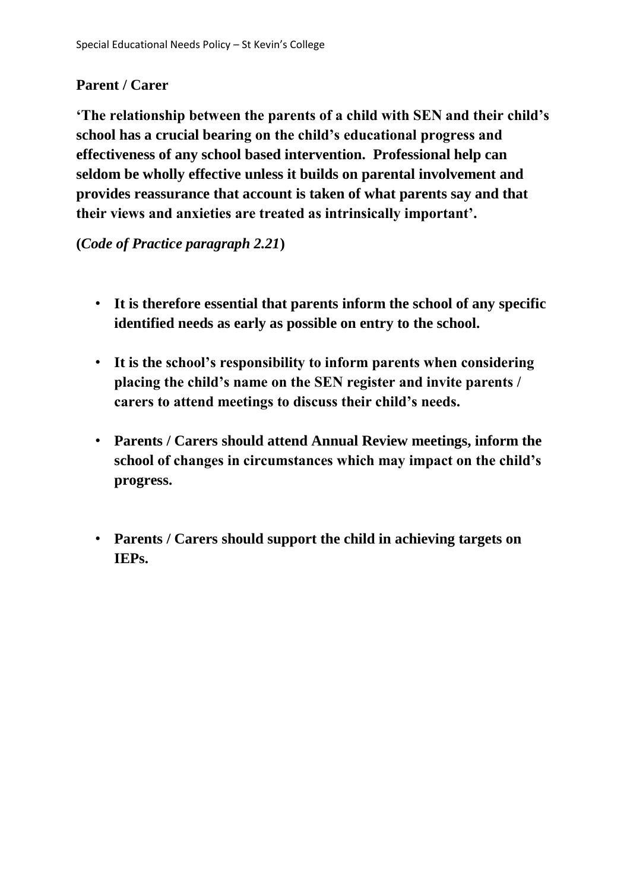**Parent / Carer**

**'The relationship between the parents of a child with SEN and their child's school has a crucial bearing on the child's educational progress and effectiveness of any school based intervention. Professional help can seldom be wholly effective unless it builds on parental involvement and provides reassurance that account is taken of what parents say and that their views and anxieties are treated as intrinsically important'.**

**(*Code of Practice paragraph 2.21*)**

- **It is therefore essential that parents inform the school of any specific identified needs as early as possible on entry to the school.**
- **It is the school's responsibility to inform parents when considering placing the child's name on the SEN register and invite parents / carers to attend meetings to discuss their child's needs.**
- **Parents / Carers should attend Annual Review meetings, inform the school of changes in circumstances which may impact on the child's progress.**
- **Parents / Carers should support the child in achieving targets on IEPs.**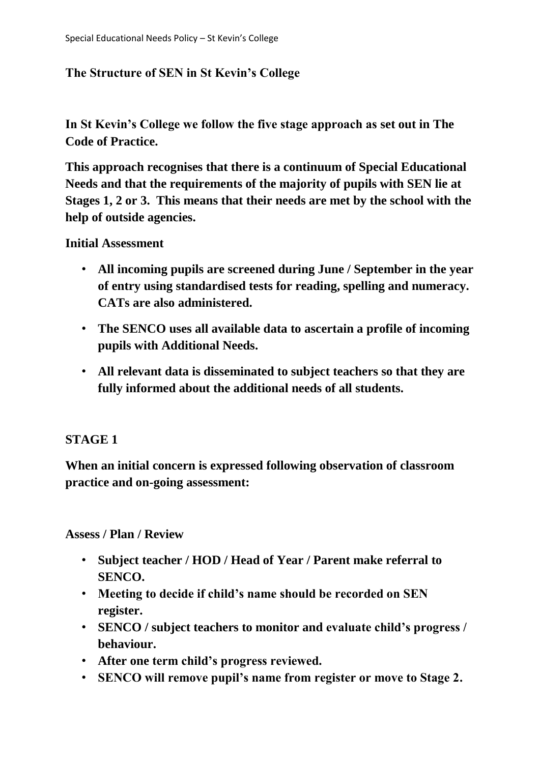## The Structure of SEN in St Kevin's College

**In St Kevin's College we follow the five stage approach as set out in The Code of Practice.**

**This approach recognises that there is a continuum of Special Educational Needs and that the requirements of the majority of pupils with SEN lie at Stages 1, 2 or 3. This means that their needs are met by the school with the help of outside agencies.**

### Initial Assessment

- **All incoming pupils are screened during June / September in the year of entry using standardised tests for reading, spelling and numeracy. CATs are also administered.**
- **The SENCO uses all available data to ascertain a profile of incoming pupils with Additional Needs.**
- **All relevant data is disseminated to subject teachers so that they are fully informed about the additional needs of all students.**

### STAGE 1

**When an initial concern is expressed following observation of classroom practice and on-going assessment:**

**Assess / Plan / Review**

- **Subject teacher / HOD / Head of Year / Parent make referral to SENCO.**
- **Meeting to decide if child's name should be recorded on SEN register.**
- **SENCO / subject teachers to monitor and evaluate child's progress / behaviour.**
- **After one term child's progress reviewed.**
- **SENCO will remove pupil's name from register or move to Stage 2.**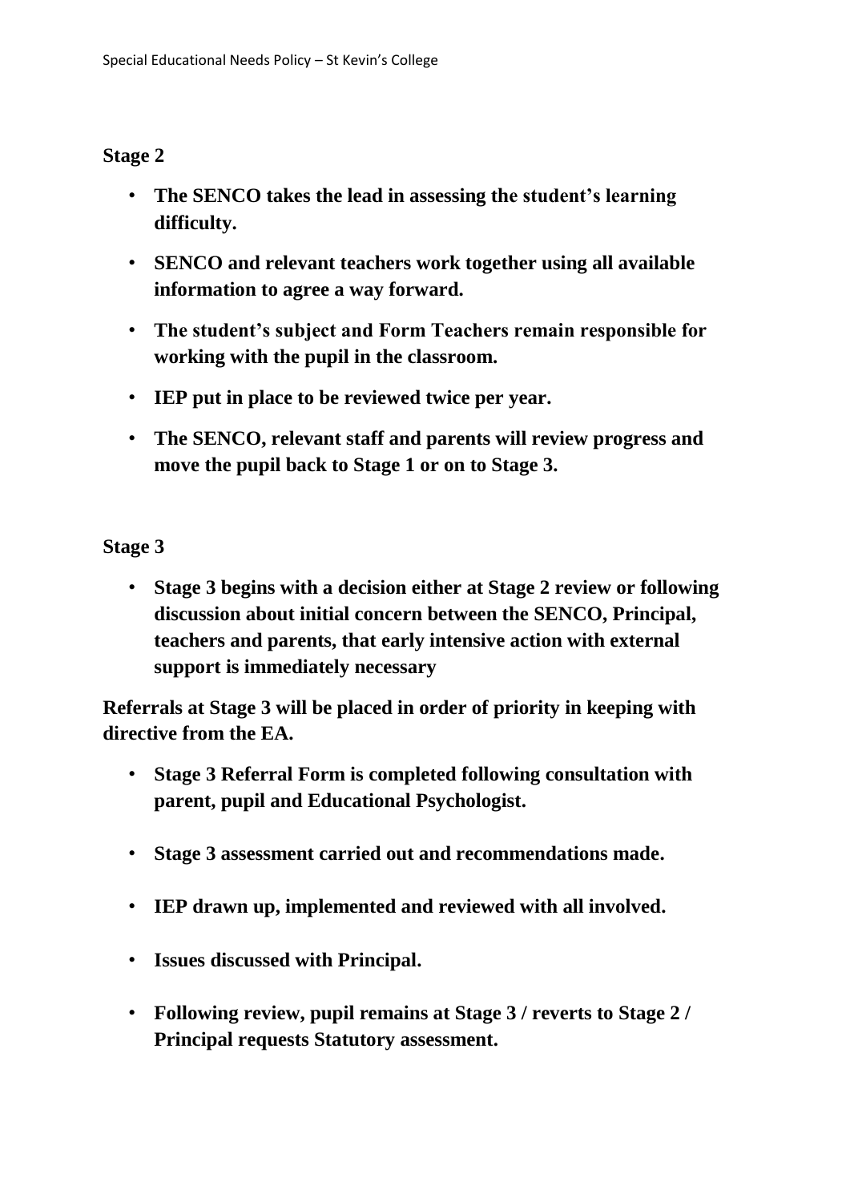**Stage 2**

- **The SENCO takes the lead in assessing the student's learning difficulty.**
- **SENCO and relevant teachers work together using all available information to agree a way forward.**
- **The student's subject and Form Teachers remain responsible for working with the pupil in the classroom.**
- **IEP put in place to be reviewed twice per year.**
- **The SENCO, relevant staff and parents will review progress and move the pupil back to Stage 1 or on to Stage 3.**

**Stage 3**

- **Stage 3 begins with a decision either at Stage 2 review or following discussion about initial concern between the SENCO, Principal, teachers and parents, that early intensive action with external support is immediately necessary**

**Referrals at Stage 3 will be placed in order of priority in keeping with directive from the EA.**

- **Stage 3 Referral Form is completed following consultation with parent, pupil and Educational Psychologist.**
- **Stage 3 assessment carried out and recommendations made.**
- **IEP drawn up, implemented and reviewed with all involved.**
- **Issues discussed with Principal.**
- **Following review, pupil remains at Stage 3 / reverts to Stage 2 / Principal requests Statutory assessment.**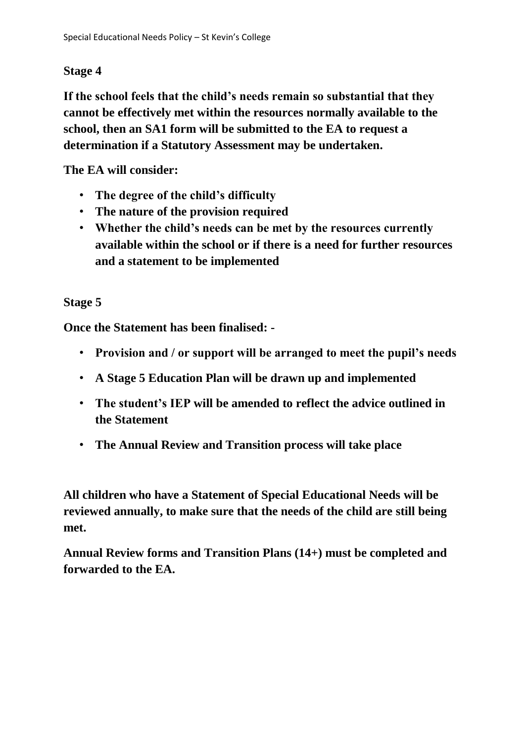## Stage 4

**If the school feels that the child's needs remain so substantial that they cannot be effectively met within the resources normally available to the school, then an SA1 form will be submitted to the EA to request a determination if a Statutory Assessment may be undertaken.**

**The EA will consider:**

- **The degree of the child's difficulty**
- **The nature of the provision required**
- **Whether the child's needs can be met by the resources currently available within the school or if there is a need for further resources and a statement to be implemented**

## Stage 5

**Once the Statement has been finalised: -**

- **Provision and / or support will be arranged to meet the pupil's needs**
- **A Stage 5 Education Plan will be drawn up and implemented**
- **The student's IEP will be amended to reflect the advice outlined in the Statement**
- **The Annual Review and Transition process will take place**

**All children who have a Statement of Special Educational Needs will be reviewed annually, to make sure that the needs of the child are still being met.**

**Annual Review forms and Transition Plans (14+) must be completed and forwarded to the EA.**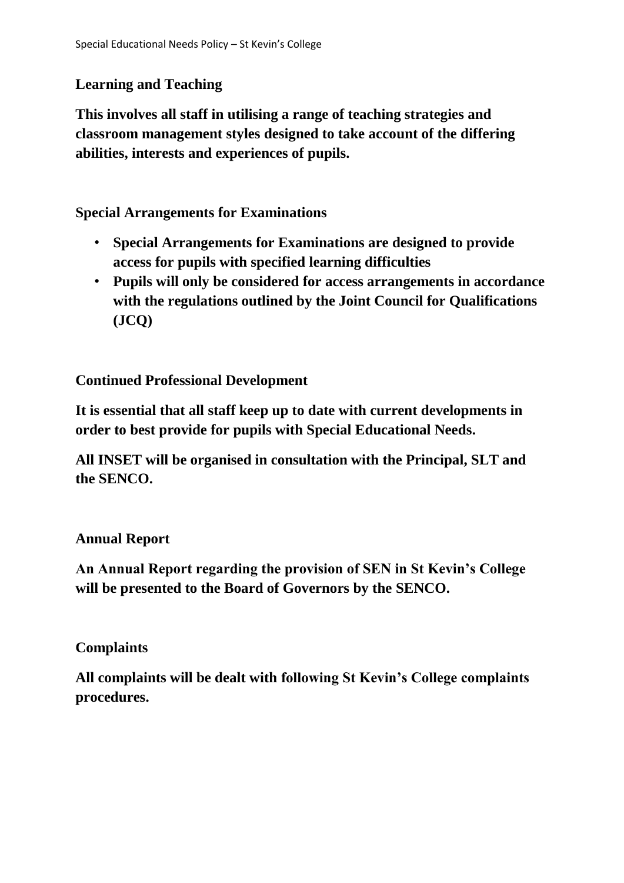## Learning and Teaching

**This involves all staff in utilising a range of teaching strategies and classroom management styles designed to take account of the differing abilities, interests and experiences of pupils.**

## Special Arrangements for Examinations

- **Special Arrangements for Examinations are designed to provide access for pupils with specified learning difficulties**
- **Pupils will only be considered for access arrangements in accordance with the regulations outlined by the Joint Council for Qualifications (JCQ)**

## Continued Professional Development

**It is essential that all staff keep up to date with current developments in order to best provide for pupils with Special Educational Needs.**

**All INSET will be organised in consultation with the Principal, SLT and the SENCO.**

## Annual Report

**An Annual Report regarding the provision of SEN in St Kevin's College will be presented to the Board of Governors by the SENCO.**

## Complaints

**All complaints will be dealt with following St Kevin's College complaints procedures.**